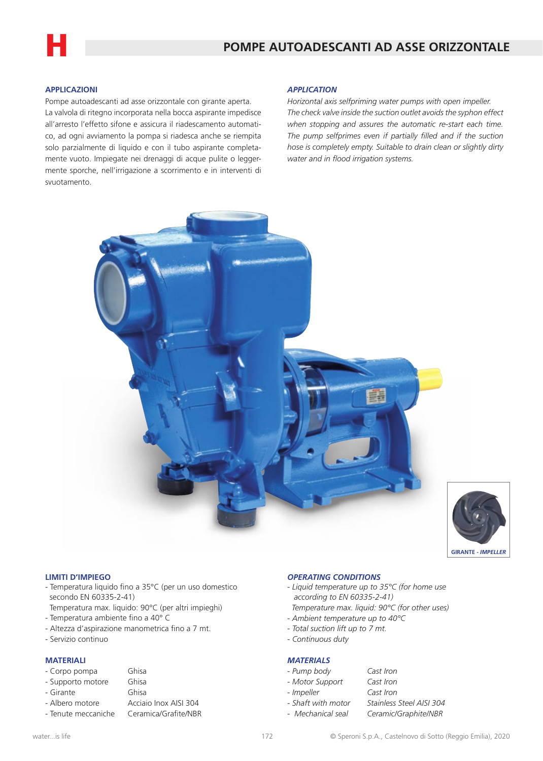# H POMPE AUTOADESCANTI AD ASSE ORIZZONTALE

## APPLICAZIONI

Pompe autoadescanti ad asse orizzontale con girante aperta.
La valvola di ritegno incorporata nella bocca aspirante impedisce all'arresto l'effetto sifone e assicura il riadescamento automatico, ad ogni avviamento la pompa si riadesca anche se riempita solo parzialmente di liquido e con il tubo aspirante completamente vuoto. Impiegate nei drenaggi di acque pulite o leggermente sporche, nell'irrigazione a scorrimento e in interventi di svuotamento.

## *APPLICATION*

*Horizontal axis selfpriming water pumps with open impeller. The check valve inside the suction outlet avoids the syphon effect when stopping and assures the automatic re-start each time. The pump selfprimes even if partially filled and if the suction hose is completely empty. Suitable to drain clean or slightly dirty water and in flood irrigation systems.*

GIRANTE - *IMPELLER*

## LIMITI D'IMPIEGO

- Temperatura liquido fino a 35°C (per un uso domestico secondo EN 60335-2-41)
  Temperatura max. liquido: 90°C (per altri impieghi)
- Temperatura ambiente fino a 40° C
- Altezza d'aspirazione manometrica fino a 7 mt.
- Servizio continuo

## *OPERATING CONDITIONS*

- *Liquid temperature up to 35°C (for home use according to EN 60335-2-41)*
  *Temperature max. liquid: 90°C (for other uses)*
- *Ambient temperature up to 40°C*
- *Total suction lift up to 7 mt.*
- *Continuous duty*

## MATERIALI

| | |
|---|---|
| - Corpo pompa | Ghisa |
| - Supporto motore | Ghisa |
| - Girante | Ghisa |
| - Albero motore | Acciaio Inox AISI 304 |
| - Tenute meccaniche | Ceramica/Grafite/NBR |

## *MATERIALS*

| | |
|---|---|
| - *Pump body* | *Cast Iron* |
| - *Motor Support* | *Cast Iron* |
| - *Impeller* | *Cast Iron* |
| - *Shaft with motor* | *Stainless Steel AISI 304* |
| - *Mechanical seal* | *Ceramic/Graphite/NBR* |

water...is life

© Speroni S.p.A., Castelnovo di Sotto (Reggio Emilia), 2020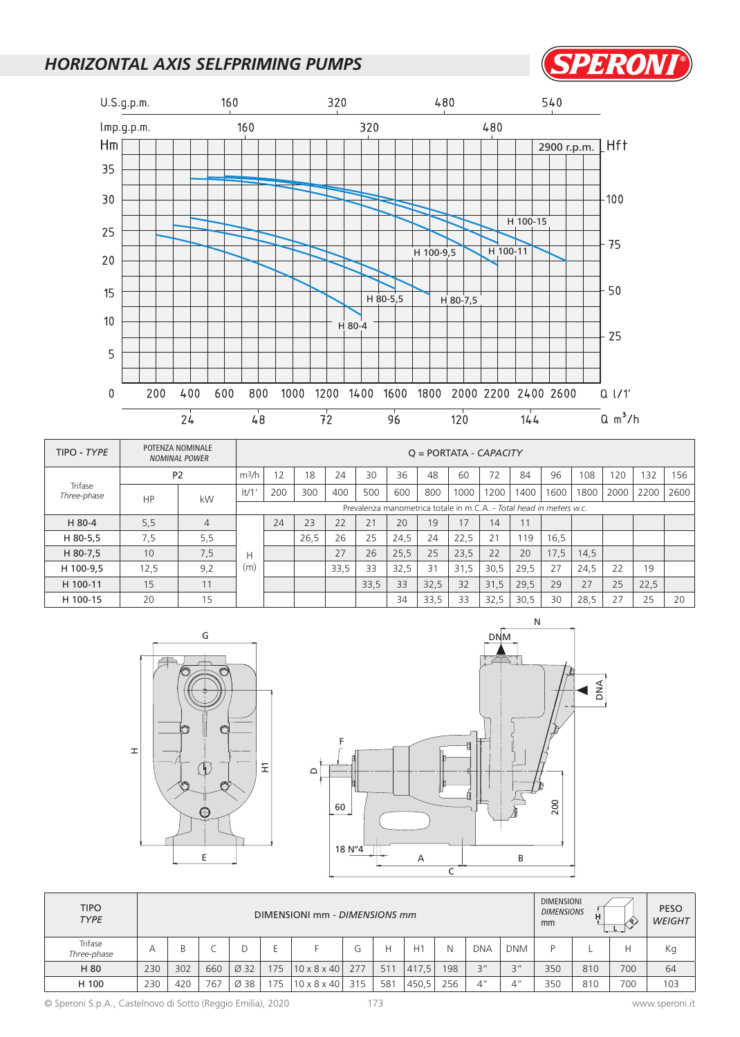# HORIZONTAL AXIS SELFPRIMING PUMPS

SPERONI®

U.S.g.p.m. 160 320 480 540

Imp.g.p.m. 160 320 480

Hm 2900 r.p.m. Hft

35 30 25 20 15 10 5 0

100 75 50 25

H 100-15
H 100-9,5
H 100-11
H 80-5,5
H 80-7,5
H 80-4

200 400 600 800 1000 1200 1400 1600 1800 2000 2200 2400 2600 Q l/1'

24 48 72 96 120 144 Q $m^3/h$

| TIPO - *TYPE* | POTENZA NOMINALE *NOMINAL POWER* | | Q = PORTATA - *CAPACITY* | | | | | | | | | | | | | |
|---|---|---|---|---|---|---|---|---|---|---|---|---|---|---|---|---|
| Trifase *Three-phase* | P2 | | $m^3/h$ | 12 | 18 | 24 | 30 | 36 | 48 | 60 | 72 | 84 | 96 | 108 | 120 | 132 | 156 |
| | HP | kW | lt/1' | 200 | 300 | 400 | 500 | 600 | 800 | 1000 | 1200 | 1400 | 1600 | 1800 | 2000 | 2200 | 2600 |
| | | | Prevalenza manometrica totale in m.C.A. - *Total head in meters w.c.* | | | | | | | | | | | | | | |
| H 80-4 | 5,5 | 4 | H (m) | 24 | 23 | 22 | 21 | 20 | 19 | 17 | 14 | 11 | | | | | |
| H 80-5,5 | 7,5 | 5,5 | | | 26,5 | 26 | 25 | 24,5 | 24 | 22,5 | 21 | 119 | 16,5 | | | | |
| H 80-7,5 | 10 | 7,5 | | | | 27 | 26 | 25,5 | 25 | 23,5 | 22 | 20 | 17,5 | 14,5 | | | |
| H 100-9,5 | 12,5 | 9,2 | | | | 33,5 | 33 | 32,5 | 31 | 31,5 | 30,5 | 29,5 | 27 | 24,5 | 22 | 19 | |
| H 100-11 | 15 | 11 | | | | | 33,5 | 33 | 32,5 | 32 | 31,5 | 29,5 | 29 | 27 | 25 | 22,5 | |
| H 100-15 | 20 | 15 | | | | | | 34 | 33,5 | 33 | 32,5 | 30,5 | 30 | 28,5 | 27 | 25 | 20 |

G, H, H1, E, N, DNM, DNA, F, D, 60, 18 N°4, A, B, C, 200

| TIPO *TYPE* | DIMENSIONI mm - *DIMENSIONS mm* | | | | | | | | | | | | DIMENSIONI *DIMENSIONS* mm | | | PESO *WEIGHT* |
|---|---|---|---|---|---|---|---|---|---|---|---|---|---|---|---|---|
| Trifase *Three-phase* | A | B | C | D | E | F | G | H | H1 | N | DNA | DNM | P | L | H | Kg |
| H 80 | 230 | 302 | 660 | Ø 32 | 175 | 10 x 8 x 40 | 277 | 511 | 417,5 | 198 | 3" | 3" | 350 | 810 | 700 | 64 |
| H 100 | 230 | 420 | 767 | Ø 38 | 175 | 10 x 8 x 40 | 315 | 581 | 450,5 | 256 | 4" | 4" | 350 | 810 | 700 | 103 |

© Speroni S.p.A., Castelnovo di Sotto (Reggio Emilia), 2020 www.speroni.it